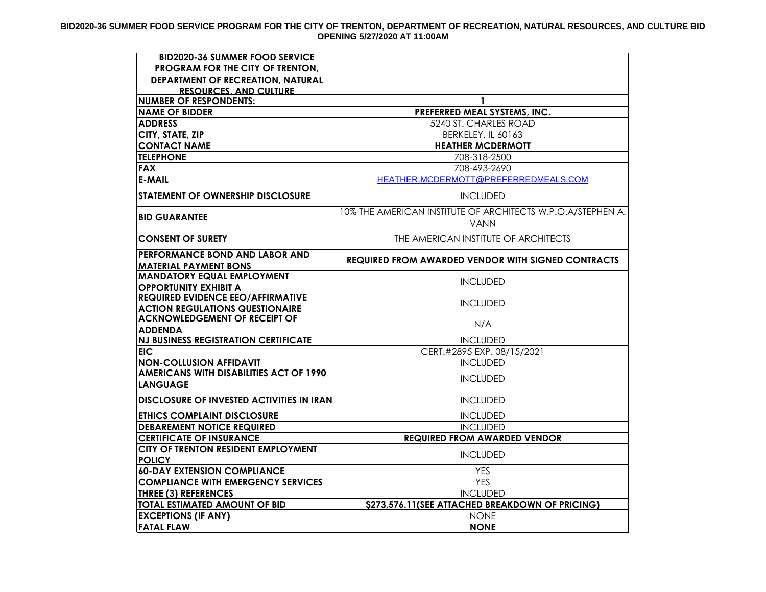**BID2020-36 SUMMER FOOD SERVICE PROGRAM FOR THE CITY OF TRENTON, DEPARTMENT OF RECREATION, NATURAL RESOURCES, AND CULTURE BID OPENING 5/27/2020 AT 11:00AM**

| **BID2020-36 SUMMER FOOD SERVICE PROGRAM FOR THE CITY OF TRENTON, DEPARTMENT OF RECREATION, NATURAL RESOURCES, AND CULTURE** | |
|---|---|
| **NUMBER OF RESPONDENTS:** | **1** |
| **NAME OF BIDDER** | **PREFERRED MEAL SYSTEMS, INC.** |
| **ADDRESS** | 5240 ST. CHARLES ROAD |
| **CITY, STATE, ZIP** | BERKELEY, IL 60163 |
| **CONTACT NAME** | **HEATHER MCDERMOTT** |
| **TELEPHONE** | 708-318-2500 |
| **FAX** | 708-493-2690 |
| **E-MAIL** | HEATHER.MCDERMOTT@PREFERREDMEALS.COM |
| **STATEMENT OF OWNERSHIP DISCLOSURE** | INCLUDED |
| **BID GUARANTEE** | 10% THE AMERICAN INSTITUTE OF ARCHITECTS W.P.O.A/STEPHEN A. VANN |
| **CONSENT OF SURETY** | THE AMERICAN INSTITUTE OF ARCHITECTS |
| **PERFORMANCE BOND AND LABOR AND MATERIAL PAYMENT BONS** | **REQUIRED FROM AWARDED VENDOR WITH SIGNED CONTRACTS** |
| **MANDATORY EQUAL EMPLOYMENT OPPORTUNITY EXHIBIT A** | INCLUDED |
| **REQUIRED EVIDENCE EEO/AFFIRMATIVE ACTION REGULATIONS QUESTIONAIRE** | INCLUDED |
| **ACKNOWLEDGEMENT OF RECEIPT OF ADDENDA** | N/A |
| **NJ BUSINESS REGISTRATION CERTIFICATE** | INCLUDED |
| **EIC** | CERT.#2895 EXP. 08/15/2021 |
| **NON-COLLUSION AFFIDAVIT** | INCLUDED |
| **AMERICANS WITH DISABILITIES ACT OF 1990 LANGUAGE** | INCLUDED |
| **DISCLOSURE OF INVESTED ACTIVITIES IN IRAN** | INCLUDED |
| **ETHICS COMPLAINT DISCLOSURE** | INCLUDED |
| **DEBAREMENT NOTICE REQUIRED** | INCLUDED |
| **CERTIFICATE OF INSURANCE** | **REQUIRED FROM AWARDED VENDOR** |
| **CITY OF TRENTON RESIDENT EMPLOYMENT POLICY** | INCLUDED |
| **60-DAY EXTENSION COMPLIANCE** | YES |
| **COMPLIANCE WITH EMERGENCY SERVICES** | YES |
| **THREE (3) REFERENCES** | INCLUDED |
| **TOTAL ESTIMATED AMOUNT OF BID** | **$273,576.11(SEE ATTACHED BREAKDOWN OF PRICING)** |
| **EXCEPTIONS (IF ANY)** | NONE |
| **FATAL FLAW** | **NONE** |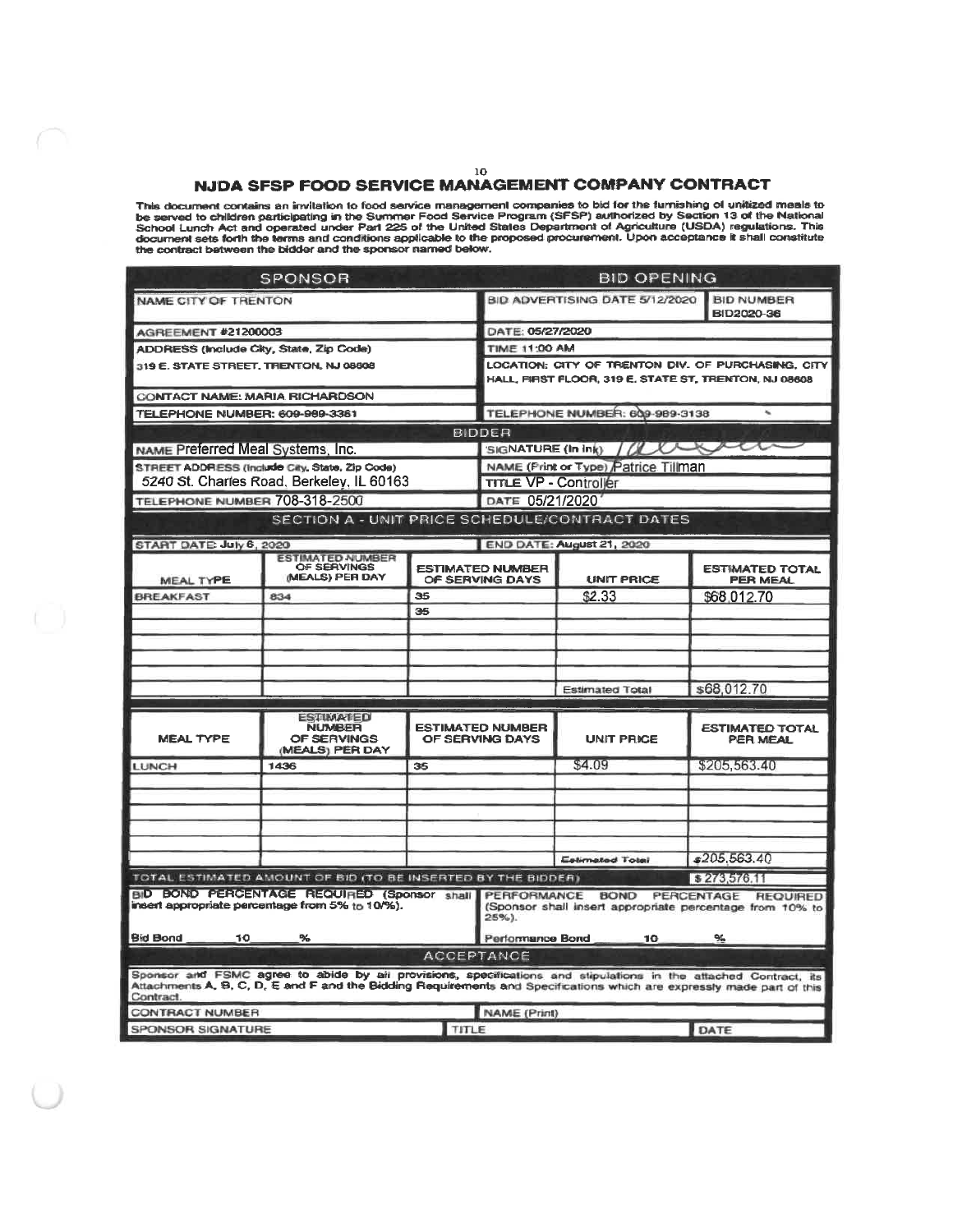# NJDA SFSP FOOD SERVICE MANAGEMENT COMPANY CONTRACT

This document contains an invitation to food service management companies to bid for the furnishing of unitized meals to be served to children participating in the Summer Food Service Program (SFSP) authorized by Section 13 of the National School Lunch Act and operated under Part 225 of the United States Department of Agriculture (USDA) regulations. This document sets forth the terms and conditions applicable to the proposed procurement. Upon acceptance it shall constitute the contract between the bidder and the sponsor named below.

| SPONSOR | BID OPENING | |
|---|---|---|
| NAME CITY OF TRENTON | BID ADVERTISING DATE 5/12/2020 | BID NUMBER BID2020-36 |
| AGREEMENT #21200003 | DATE: 05/27/2020 | |
| ADDRESS (Include City, State, Zip Code) 319 E. STATE STREET, TRENTON, NJ 08608 | TIME 11:00 AM | |
| | LOCATION: CITY OF TRENTON DIV. OF PURCHASING, CITY HALL, FIRST FLOOR, 319 E. STATE ST, TRENTON, NJ 08608 | |
| CONTACT NAME: MARIA RICHARDSON | | |
| TELEPHONE NUMBER: 609-989-3361 | TELEPHONE NUMBER: 609-989-3138 | |

| BIDDER | |
|---|---|
| NAME Preferred Meal Systems, Inc. | SIGNATURE (In ink) |
| STREET ADDRESS (Include City, State, Zip Code) 5240 St. Charles Road, Berkeley, IL 60163 | NAME (Print or Type) Patrice Tillman |
| | TITLE VP - Controller |
| TELEPHONE NUMBER 708-318-2500 | DATE 05/21/2020 |

## SECTION A - UNIT PRICE SCHEDULE/CONTRACT DATES

START DATE: July 6, 2020 | END DATE: August 21, 2020

| MEAL TYPE | ESTIMATED NUMBER OF SERVINGS (MEALS) PER DAY | ESTIMATED NUMBER OF SERVING DAYS | UNIT PRICE | ESTIMATED TOTAL PER MEAL |
|---|---|---|---|---|
| BREAKFAST | 834 | 35 | $2.33 | $68,012.70 |
| | | 35 | | |
| | | | | |
| | | | | |
| | | | | |
| | | | | |
| | | | Estimated Total | $68,012.70 |

| MEAL TYPE | ESTIMATED NUMBER OF SERVINGS (MEALS) PER DAY | ESTIMATED NUMBER OF SERVING DAYS | UNIT PRICE | ESTIMATED TOTAL PER MEAL |
|---|---|---|---|---|
| LUNCH | 1436 | 35 | $4.09 | $205,563.40 |
| | | | | |
| | | | | |
| | | | | |
| | | | | |
| | | | Estimated Total | $205,563.40 |

TOTAL ESTIMATED AMOUNT OF BID (TO BE INSERTED BY THE BIDDER) $ 273,576.11

| BID BOND PERCENTAGE REQUIRED (Sponsor shall insert appropriate percentage from 5% to 10%). | PERFORMANCE BOND PERCENTAGE REQUIRED (Sponsor shall insert appropriate percentage from 10% to 25%). |
|---|---|
| Bid Bond 10 % | Performance Bond 10 % |

## ACCEPTANCE

Sponsor and FSMC agree to abide by all provisions, specifications and stipulations in the attached Contract, its Attachments A, B, C, D, E and F and the Bidding Requirements and Specifications which are expressly made part of this Contract.

| CONTRACT NUMBER | NAME (Print) | |
|---|---|---|
| SPONSOR SIGNATURE | TITLE | DATE |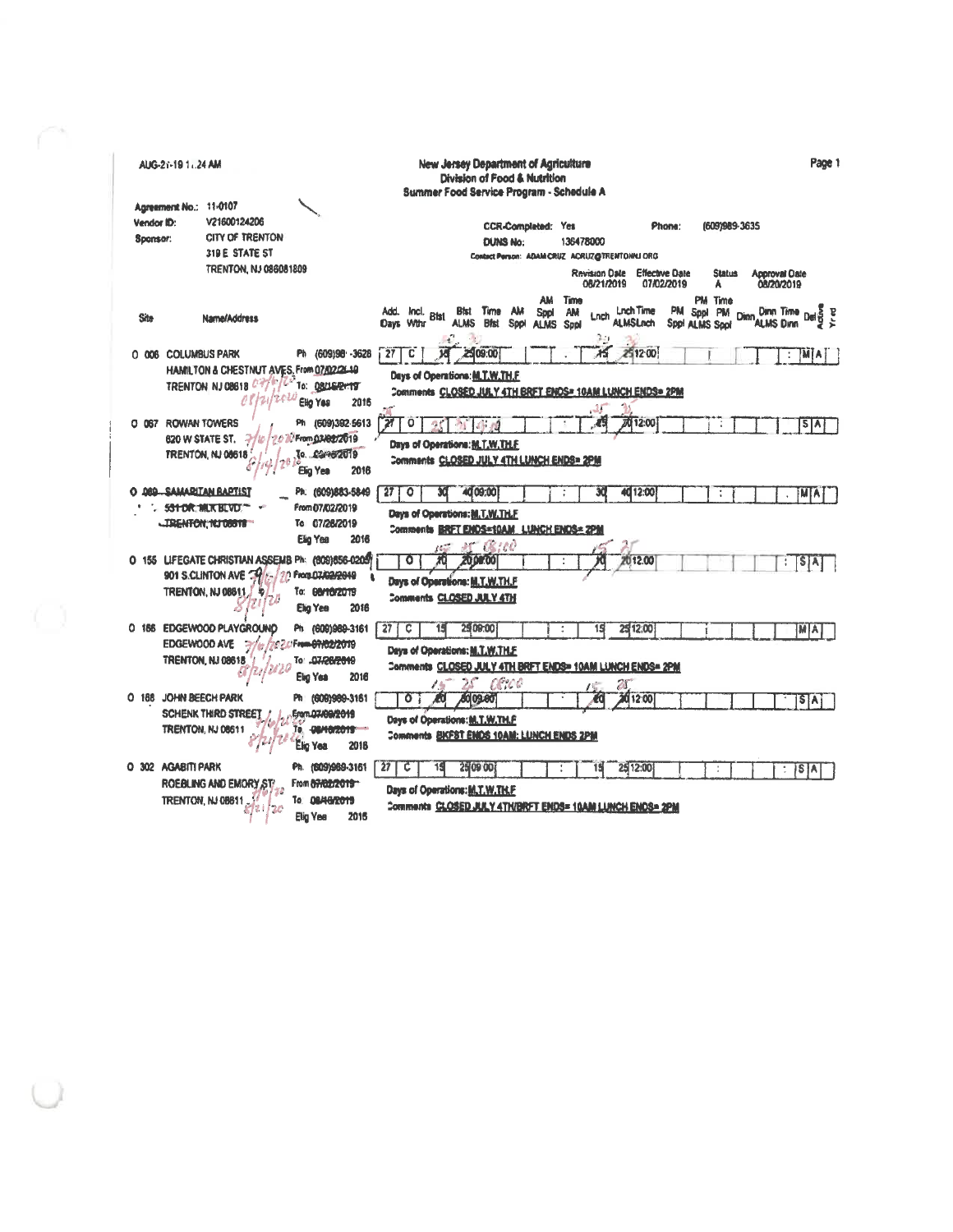AUG-21-19 11:24 AM

**New Jersey Department of Agriculture**
**Division of Food & Nutrition**
**Summer Food Service Program - Schedule A**

Agreement No.: 11-0107
Vendor ID: V21600124206
Sponsor: CITY OF TRENTON
319 E STATE ST
TRENTON, NJ 086081809

CCR-Completed: Yes
DUNS No: 136478000
Phone: (609)989-3635
Contact Person: ADAM CRUZ ACRUZ@TRENTONNJ.ORG

| Revision Date | Effective Date | Status | Approval Date |
|---|---|---|---|
| 08/21/2019 | 07/02/2019 | A | 08/20/2019 |

| Site | Name/Address | Add. Days | Incl. Wthr | Bfst | Bfst ALMS | Time Bfst | AM Sppl | AM Sppl ALMS | Time AM Sppl | Lnch | Lnch ALMS | Time Lnch | PM Sppl | PM Sppl ALMS | Time PM Sppl | Dinn | Dinn ALMS | Time Dinn | Del | Active | Yr'd |
|---|---|---|---|---|---|---|---|---|---|---|---|---|---|---|---|---|---|---|---|---|---|
| O 006 | COLUMBUS PARK, Ph (609)98-3628, HAMILTON & CHESTNUT AVES, TRENTON NJ 08618, From 07/02/2019, To: 08/16/2019, Elig Yes 2016 | 27 | C | 15 | 25 | 09:00 | | | | 15 | 25 | 12:00 | | | | | | | M | A | |
| | Days of Operations: M,T,W,TH,F — Comments CLOSED JULY 4TH BRFT ENDS= 10AM LUNCH ENDS= 2PM | | | | | | | | | | | | | | | | | | | | |
| O 067 | ROWAN TOWERS, Ph (609)392-5613, 620 W STATE ST., TRENTON, NJ 08618, From 07/02/2019, To 08/16/2019, Elig Yes 2016 | 27 | O | 25 | 30 | 9:00 | | | | 25 | 30 | 12:00 | | | | | | | S | A | |
| | Days of Operations: M,T,W,TH,F — Comments CLOSED JULY 4TH LUNCH ENDS= 2PM | | | | | | | | | | | | | | | | | | | | |
| O 080 | ~~SAMARITAN BAPTIST~~, Ph. (609)883-5849, ~~531 DR. MLK BLVD.~~, ~~TRENTON, NJ 08618~~, From 07/02/2019, To 07/26/2019, Elig Yes 2016 | 27 | O | 30 | 40 | 09:00 | | | | 30 | 40 | 12:00 | | | | | | | M | A | |
| | Days of Operations: M,T,W,TH,F — Comments BRFT ENDS=10AM LUNCH ENDS= 2PM | | | | | | | | | | | | | | | | | | | | |
| O 155 | LIFEGATE CHRISTIAN ASSEMB, Ph: (609)656-0205, 901 S.CLINTON AVE, TRENTON, NJ 08611, From 07/02/2019, To: 08/16/2019, Elig Yes 2016 | | O | 15 | 25 | 09:00 | | | | 15 | 25 | 12:00 | | | | | | | S | A | |
| | Days of Operations: M,T,W,TH,F — Comments CLOSED JULY 4TH | | | | | | | | | | | | | | | | | | | | |
| O 186 | EDGEWOOD PLAYGROUND, Ph (609)989-3161, EDGEWOOD AVE, TRENTON, NJ 08618, From 07/02/2019, To: 07/26/2019, Elig Yes 2016 | 27 | C | 15 | 25 | 09:00 | | | | 15 | 25 | 12:00 | | | | | | | M | A | |
| | Days of Operations: M,T,W,TH,F — Comments CLOSED JULY 4TH BRFT ENDS= 10AM LUNCH ENDS= 2PM | | | | | | | | | | | | | | | | | | | | |
| O 188 | JOHN BEECH PARK, Ph (609)989-3161, SCHENK THIRD STREET, TRENTON, NJ 08611, From 07/09/2019, To 08/16/2019, Elig Yes 2016 | | O | 15 | 25 | 09:00 | | | | 15 | 25 | 12:00 | | | | | | | S | A | |
| | Days of Operations: M,T,W,TH,F — Comments BKFST ENDS 10AM; LUNCH ENDS 2PM | | | | | | | | | | | | | | | | | | | | |
| O 302 | AGABITI PARK, Ph. (609)989-3161, ROEBLING AND EMORY ST, TRENTON, NJ 08611, From 07/02/2019, To 08/16/2019, Elig Yes 2016 | 27 | C | 15 | 25 | 09:00 | | | | 15 | 25 | 12:00 | | | | | | | S | A | |
| | Days of Operations: M,T,W,TH,F — Comments CLOSED JULY 4TH/BRFT ENDS= 10AM LUNCH ENDS= 2PM | | | | | | | | | | | | | | | | | | | | |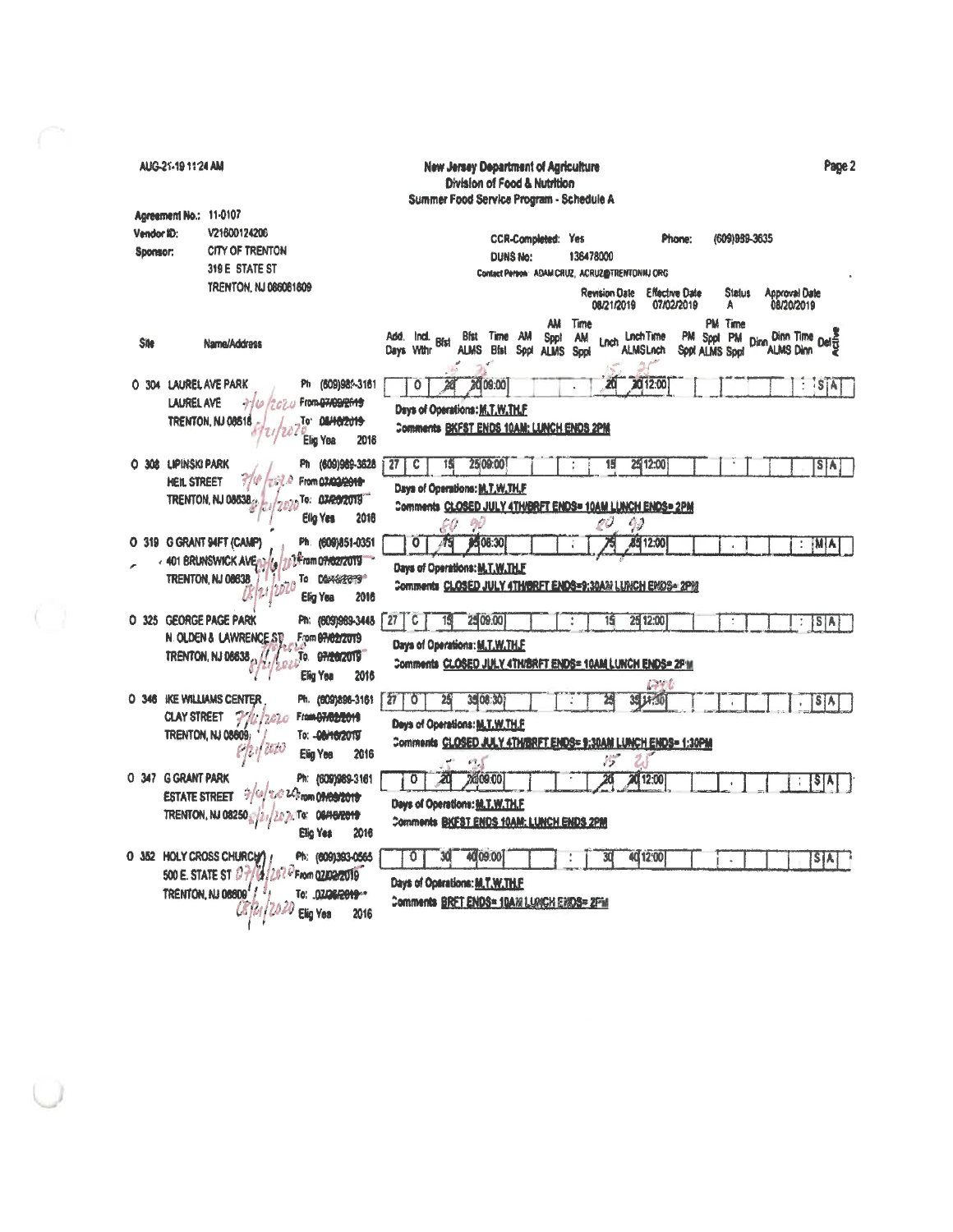AUG-21-19 11:24 AM

**New Jersey Department of Agriculture**
**Division of Food & Nutrition**
**Summer Food Service Program - Schedule A**

Agreement No.: 11-0107
Vendor ID: V21600124206
Sponsor: CITY OF TRENTON
319 E STATE ST
TRENTON, NJ 086081809

CCR-Completed: Yes
DUNS No: 136478000
Phone: (609)989-3635
Contact Person ADAM CRUZ, ACRUZ@TRENTONNJ.ORG

| Revision Date | Effective Date | Status | Approval Date |
|---|---|---|---|
| 08/21/2019 | 07/02/2019 | A | 08/20/2019 |

| Site | Name/Address | Add. Days | Incl. Wthr | Bfst | Bfst ALMS | Time Bfst | AM Sppl | AM Sppl ALMS | Time AM Sppl | Lnch | Lnch ALMS | Time Lnch | PM Sppl | PM Sppl ALMS | Time PM Sppl | Dinn | Dinn ALMS | Time Dinn | Del | Active |
|---|---|---|---|---|---|---|---|---|---|---|---|---|---|---|---|---|---|---|---|---|
| O 304 | LAUREL AVE PARK, LAUREL AVE, TRENTON, NJ 08618. Ph (609)989-3161. From ~~07/09/2019~~ 7/6/2020 To ~~08/16/2019~~ 8/21/2020. Elig Yes 2016 | | O | ~~20~~ 15 | ~~30~~ 25 | 09:00 | | | : | ~~20~~ 15 | ~~30~~ 25 | 12:00 | | | : | | | : | S | A |
| | Days of Operations: M,T,W,TH,F. Comments BKFST ENDS 10AM; LUNCH ENDS 2PM | | | | | | | | | | | | | | | | | | | |
| O 308 | LIPINSKI PARK, HEIL STREET, TRENTON, NJ 08638. Ph (609)989-3528. From ~~07/02/2019~~ 7/6/2020 To ~~07/26/2019~~ 8/21/2020. Elig Yes 2016 | 27 | C | 15 | 25 | 09:00 | | | : | 15 | 25 | 12:00 | | | : | | | : | S | A |
| | Days of Operations: M,T,W,TH,F. Comments CLOSED JULY 4TH/BRFT ENDS= 10AM LUNCH ENDS= 2PM | | | | | | | | | | | | | | | | | | | |
| O 319 | G GRANT 94FT (CAMP), 401 BRUNSWICK AVE, TRENTON, NJ 08638. Ph (609)851-0351. From 07/02/2019 7/6/2020 To ~~08/16/2019~~ 8/21/2020. Elig Yes 2016 | | O | ~~75~~ 80 | ~~85~~ 90 | 08:30 | | | : | ~~75~~ 80 | ~~85~~ 90 | 12:00 | | | : | | | : | M | A |
| | Days of Operations: M,T,W,TH,F. Comments CLOSED JULY 4TH/BRFT ENDS=9:30AM LUNCH ENDS= 2PM | | | | | | | | | | | | | | | | | | | |
| O 325 | GEORGE PAGE PARK, N. OLDEN & LAWRENCE ST, TRENTON, NJ 08638. Ph (609)989-3448. From ~~07/02/2019~~ 7/6/2020 To ~~07/26/2019~~ 8/21/2020. Elig Yes 2016 | 27 | C | 15 | 25 | 09:00 | | | : | 15 | 25 | 12:00 | | | : | | | : | S | A |
| | Days of Operations: M,T,W,TH,F. Comments CLOSED JULY 4TH/BRFT ENDS= 10AM LUNCH ENDS= 2PM | | | | | | | | | | | | | | | | | | | |
| O 346 | IKE WILLIAMS CENTER, CLAY STREET, TRENTON, NJ 08609. Ph (609)898-3161. From ~~07/02/2019~~ 7/6/2020 To ~~08/16/2019~~ 8/21/2020. Elig Yes 2016 | 27 | O | ~~25~~ 15 | ~~35~~ 25 | 08:30 | | | : | ~~25~~ 15 | ~~35~~ 25 | ~~11:30~~ 12:00 | | | : | | | : | S | A |
| | Days of Operations: M,T,W,TH,F. Comments CLOSED JULY 4TH/BRFT ENDS= 9:30AM LUNCH ENDS= 1:30PM | | | | | | | | | | | | | | | | | | | |
| O 347 | G GRANT PARK, ESTATE STREET, TRENTON, NJ 08250. Ph (609)989-3161. From ~~07/09/2019~~ 7/6/2020 To ~~08/16/2019~~ 8/21/2020. Elig Yes 2016 | | O | 20 | 20 | 09:00 | | | : | 20 | 20 | 12:00 | | | : | | | : | S | A |
| | Days of Operations: M,T,W,TH,F. Comments BKFST ENDS 10AM; LUNCH ENDS 2PM | | | | | | | | | | | | | | | | | | | |
| O 352 | HOLY CROSS CHURCH, 500 E. STATE ST, TRENTON, NJ 08609. Ph (609)393-0565. From 07/02/2019 7/6/2020 To ~~07/26/2019~~ 8/21/2020. Elig Yes 2016 | | O | 30 | 40 | 09:00 | | | : | 30 | 40 | 12:00 | | | : | | | : | S | A |
| | Days of Operations: M,T,W,TH,F. Comments BRFT ENDS= 10AM LUNCH ENDS= 2PM | | | | | | | | | | | | | | | | | | | |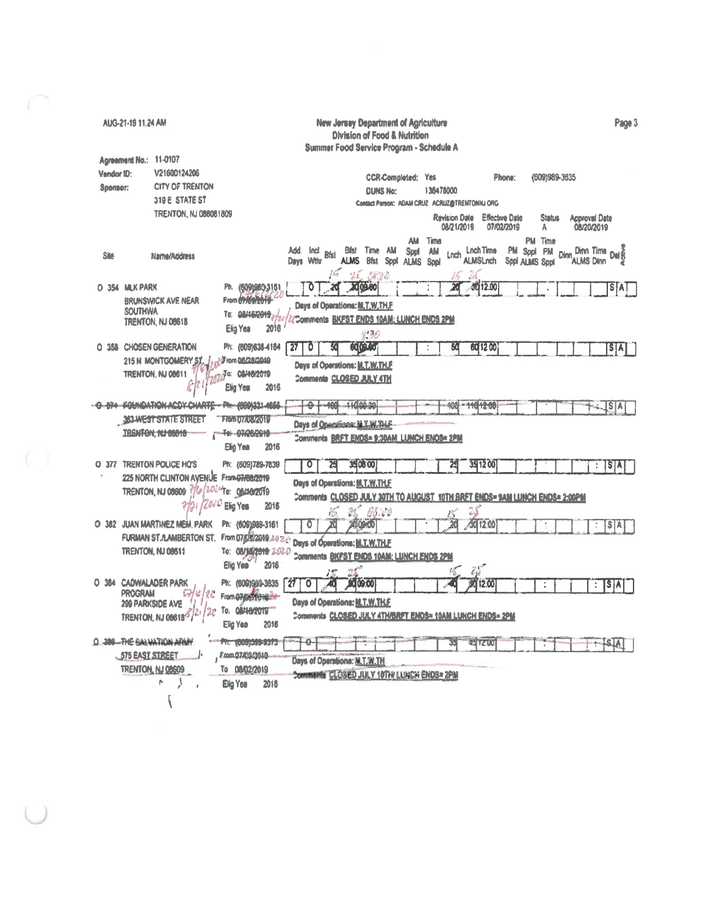AUG-21-19 11:24 AM

**New Jersey Department of Agriculture**
**Division of Food & Nutrition**
**Summer Food Service Program - Schedule A**

Agreement No.: 11-0107
Vendor ID: V21600124206
Sponsor: CITY OF TRENTON
319 E STATE ST
TRENTON, NJ 086081809

CCR-Completed: Yes
DUNS No: 136478000
Phone: (609)989-3635
Contact Person: ADAM CRUZ ACRUZ@TRENTONNJ.ORG

| Revision Date | Effective Date | Status | Approval Date |
|---|---|---|---|
| 08/21/2019 | 07/02/2019 | A | 08/20/2019 |

| Site | Name/Address | | Add. Days | Incl Wthr | Bfst | Bfst ALMS | Time Bfst | AM Sppl | AM Sppl ALMS | Time AM Sppl | Lnch | Lnch ALMSLnch | Time | PM Sppl | PM Sppl ALMS | Time PM Sppl | Dinn | Dinn ALMS | Time Dinn | Del | Active |
|---|---|---|---|---|---|---|---|---|---|---|---|---|---|---|---|---|---|---|---|---|---|
| O 354 | MLK PARK, BRUNSWICK AVE NEAR SOUTHWA, TRENTON, NJ 08618 | Ph. (609)989-3161 From 07/09/2019 (7/6/2020) To: 08/16/2019 (7/21/20) Elig Yes 2016 | | 0 | 20 (15) | 30 (25) | 09:00 (8:30) | | | : | 20 (15) | 30 (25) | 12:00 | | | : | | | | S | A |
| | Days of Operations: M,T,W,TH,F — Comments: BKFST ENDS 10AM; LUNCH ENDS 2PM | | | | | | | | | | | | | | | | | | | | |
| O 358 | CHOSEN GENERATION, 215 N MONTGOMERY ST, TRENTON, NJ 08611 | Ph: (609)638-4164 From 06/28/2019 (7/6/20) To: 08/16/2019 (8/21/2020) Elig Yes 2016 | 27 | 0 | 50 | 60 | 09:00 (8:30) | | | : | 50 | 60 | 12:00 | | | | | | | S | A |
| | Days of Operations: M,T,W,TH,F — Comments: CLOSED JULY 4TH | | | | | | | | | | | | | | | | | | | | |
| ~~O 374~~ | ~~FOUNDATION ACDY CHARTE, 363 WEST STATE STREET, TRENTON, NJ 08618~~ | ~~Ph: (609)331-4655 From 07/08/2019 To: 07/26/2019~~ Elig Yes 2016 | | ~~0~~ | ~~100~~ | ~~110~~ | ~~08:30~~ | | | : | ~~100~~ | ~~110~~ | ~~12:00~~ | | | | | | | S | A |
| | ~~Days of Operations: M,T,W,TH,F~~ — Comments: ~~BRFT ENDS= 9:30AM LUNCH ENDS= 2PM~~ | | | | | | | | | | | | | | | | | | | | |
| O 377 | TRENTON POLICE HQ'S, 225 NORTH CLINTON AVENUE, TRENTON, NJ 08609 | Ph: (609)789-7839 From 07/08/2019 (7/6/2020) To: 08/16/2019 (7/31/2020) Elig Yes 2016 | | 0 | 25 | 35 | 08:00 | | | | 25 | 35 | 12:00 | | | : | | | : | S | A |
| | Days of Operations: M,T,W,TH,F — Comments: CLOSED JULY 30TH TO AUGUST 10TH BRFT ENDS= 9AM LUNCH ENDS= 2:00PM | | | | | | | | | | | | | | | | | | | | |
| O 382 | JUAN MARTINEZ MEM. PARK, FURMAN ST./LAMBERTON ST., TRENTON, NJ 08611 | Ph: (609)989-3161 From 07/08/2019 (2020) To: 08/16/2019 (2020) Elig Yes 2016 | | 0 | 20 (15) | 30 (25) | 09:00 (08:00) | | | : | 20 (15) | 30 (25) | 12:00 | | | : | | | : | S | A |
| | Days of Operations: M,T,W,TH,F — Comments: BKFST ENDS 10AM; LUNCH ENDS 2PM | | | | | | | | | | | | | | | | | | | | |
| O 384 | CADWALADER PARK PROGRAM, 299 PARKSIDE AVE, TRENTON, NJ 08618 | Ph: (609)989-3635 From 07/05/2019 (7/6/20) To. 08/16/2019 (8/21/20) Elig Yes 2016 | 27 | 0 | 40 (15) | 50 (25) | 09:00 | | | | 40 (15) | 50 (25) | 12:00 | | | : | | | : | S | A |
| | Days of Operations: M,T,W,TH,F — Comments: CLOSED JULY 4TH/BRFT ENDS= 10AM LUNCH ENDS= 2PM | | | | | | | | | | | | | | | | | | | | |
| ~~O 386~~ | ~~THE SALVATION ARMY~~, 575 EAST STREET, TRENTON, NJ 08609 | ~~Ph: (609)599-9373 From 07/08/2019~~ To 08/02/2019 Elig Yes 2016 | | ~~0~~ | | | : | | | | 35 | 45 | 12:00 | | | : | | | : | S | A |
| | Days of Operations: M,T,W,TH — Comments: CLOSED JULY 10TH LUNCH ENDS= 2PM | | | | | | | | | | | | | | | | | | | | |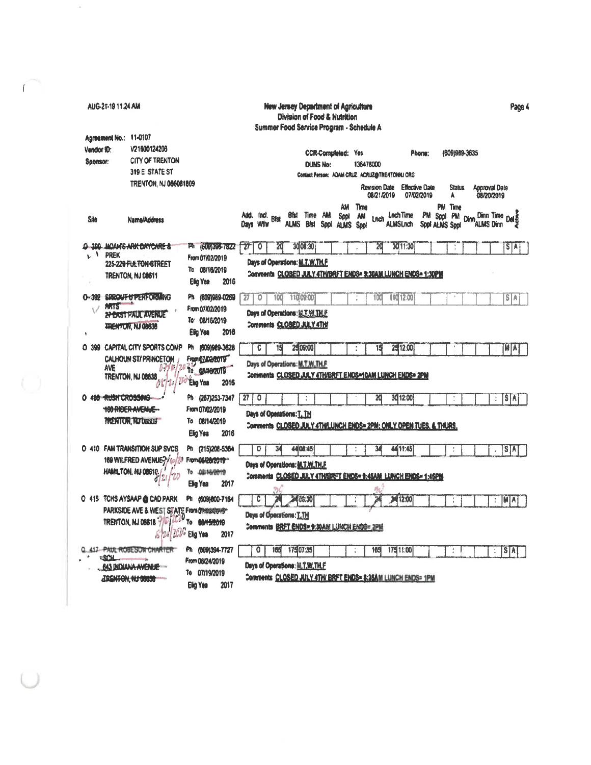AUG-21-19 11:24 AM

# New Jersey Department of Agriculture
## Division of Food & Nutrition
## Summer Food Service Program - Schedule A

Agreement No.: 11-0107
Vendor ID: V21600124206
Sponsor: CITY OF TRENTON
319 E STATE ST
TRENTON, NJ 086081809

CCR-Completed: Yes
Phone: (609)989-3635
DUNS No: 136478000
Contact Person: ADAM CRUZ ACRUZ@TRENTONNJ.ORG

Revision Date: 08/21/2019
Effective Date: 07/02/2019
Status: A
Approval Date: 08/20/2019

| Site | Name/Address | | Add. Days | Incl. Wthr | Bfst | Bfst ALMS | Time Bfst | AM Sppl | AM Sppl ALMS | Time AM Sppl | Lnch | Lnch ALMSLnch | Time | PM Sppl | PM Sppl ALMS | Time PM Sppl | Dinn | Dinn ALMS | Time Dinn | Del | Active |
|---|---|---|---|---|---|---|---|---|---|---|---|---|---|---|---|---|---|---|---|---|---|
| O 390 | ~~NOAH'S ARK DAYCARE & PREK~~ ~~225-229 FULTON STREET~~ TRENTON, NJ 08611 | ~~Ph (609)396-7822~~ From 07/02/2019 To 08/16/2019 Elig Yes 2016 | 27 | O | 20 | 30 | 08:30 | | | : | 20 | 30 | 11:30 | | | : | | | | S | A |
| | Days of Operations: M,T,W,TH,F | | | | | | | | | | | | | | | | | | | | |
| | Comments: CLOSED JULY 4TH/BRFT ENDS= 9:30AM LUNCH ENDS= 1:30PM | | | | | | | | | | | | | | | | | | | | |
| O 392 | ~~SPROUT U PERFORMING ARTS~~ ~~27 EAST PAUL AVENUE~~ ~~TRENTON, NJ 08638~~ | Ph (609)989-0269 From 07/02/2019 To 08/16/2019 Elig Yes 2016 | 27 | O | 100 | 110 | 09:00 | | | : | 100 | 110 | 12:00 | | | : | | | | S | A |
| | Days of Operations: M,T,W,TH,F | | | | | | | | | | | | | | | | | | | | |
| | Comments: CLOSED JULY 4TH | | | | | | | | | | | | | | | | | | | | |
| O 399 | CAPITAL CITY SPORTS COMP CALHOUN ST/ PRINCETON AVE TRENTON, NJ 08638 | Ph (609)989-3626 From ~~07/02/2019~~ 07/6/2020 To ~~08/16/2019~~ 08/21/2020 Elig Yes 2016 | | C | 15 | 25 | 09:00 | | | : | 15 | 25 | 12:00 | | | : | | | | M | A |
| | Days of Operations: M,T,W,TH,F | | | | | | | | | | | | | | | | | | | | |
| | Comments: CLOSED JULY 4TH/BRFT ENDS=10AM LUNCH ENDS= 2PM | | | | | | | | | | | | | | | | | | | | |
| O 400 | ~~RUSH CROSSING~~ ~~160 RIDER AVENUE~~ ~~TRENTON, NJ 08609~~ | Ph (267)253-7347 From 07/02/2019 To 08/14/2019 Elig Yes 2016 | 27 | O | | | : | | | : | 20 | 30 | 12:00 | | | : | | | : | S | A |
| | Days of Operations: T,TH | | | | | | | | | | | | | | | | | | | | |
| | Comments: CLOSED JULY 4TH/LUNCH ENDS= 2PM; ONLY OPEN TUES. & THURS. | | | | | | | | | | | | | | | | | | | | |
| O 410 | FAM TRANSITION SUP SVCS 169 WILFRED AVENUE 7/6/20 HAMILTON, NJ 08610 8/21/20 | Ph (215)208-5364 From ~~06/28/2019~~ To ~~08/16/2019~~ Elig Yes 2017 | | O | 34 | 44 | 08:45 | | | : | 34 | 44 | 11:45 | | | : | | | | S | A |
| | Days of Operations: M,T,W,TH,F | | | | | | | | | | | | | | | | | | | | |
| | Comments: CLOSED JULY 4TH/BRFT ENDS= 9:45AM LUNCH ENDS= 1:45PM | | | | | | | | | | | | | | | | | | | | |
| O 415 | TCHS AYSAAP @ CAD PARK PARKSIDE AVE & WEST STATE TRENTON, NJ 08618 7/6/2020 8/21/2020 | Ph (609)800-7164 From ~~07/02/2019~~ To ~~08/15/2019~~ Elig Yes 2017 | | C | ~~24~~ 30 | ~~34~~ | 08:30 | | | : | ~~24~~ 30 | ~~34~~ | 12:00 | | | : | | | : | M | A |
| | Days of Operations: T,TH | | | | | | | | | | | | | | | | | | | | |
| | Comments: BRFT ENDS= 9:30AM LUNCH ENDS= 2PM | | | | | | | | | | | | | | | | | | | | |
| O 417 | ~~PAUL ROBESON CHARTER SCH~~ ~~643 INDIANA AVENUE~~ ~~TRENTON, NJ 08638~~ | Ph (609)394-7727 From 06/24/2019 To 07/19/2019 Elig Yes 2017 | | O | 165 | 175 | 07:35 | | | : | 165 | 175 | 11:00 | | | : | | | : | S | A |
| | Days of Operations: M,T,W,TH,F | | | | | | | | | | | | | | | | | | | | |
| | Comments: CLOSED JULY 4TH/ BRFT ENDS= 8:35AM LUNCH ENDS= 1PM | | | | | | | | | | | | | | | | | | | | |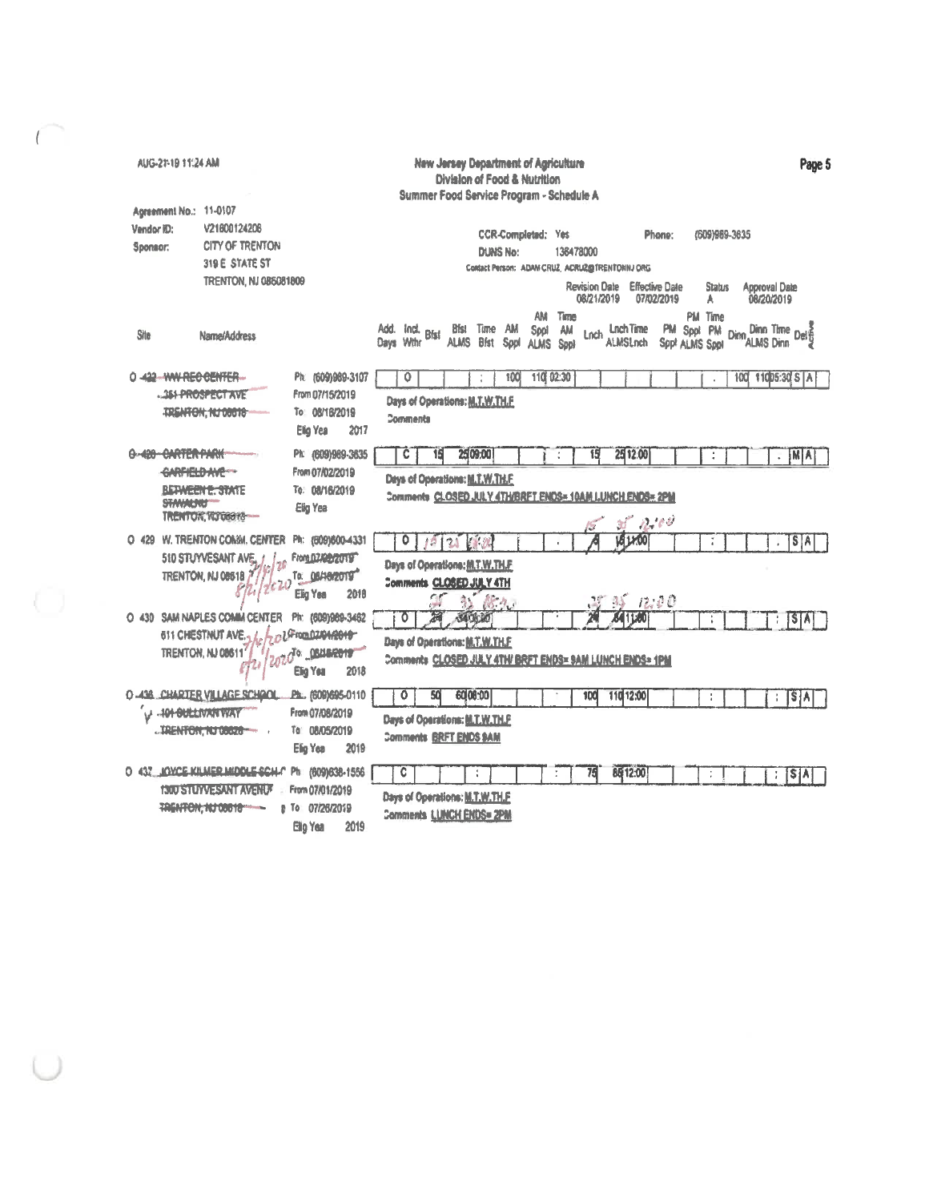AUG-21-19 11:24 AM

**New Jersey Department of Agriculture**
**Division of Food & Nutrition**
**Summer Food Service Program - Schedule A**

Agreement No.: 11-0107
Vendor ID: V21600124206
Sponsor: CITY OF TRENTON
319 E STATE ST
TRENTON, NJ 086081809

CCR-Completed: Yes
DUNS No: 136478000
Contact Person: ADAM CRUZ, ACRUZ@TRENTONNJ.ORG
Phone: (609)989-3635

| Revision Date | Effective Date | Status | Approval Date |
|---|---|---|---|
| 08/21/2019 | 07/02/2019 | A | 08/20/2019 |

| Site | Name/Address | | Add. Days | Incl. Wthr | Bfst | Bfst ALMS | Time Bfst | AM Sppl | AM Sppl ALMS | Time AM Sppl | Lnch | Lnch ALMS | Time Lnch | PM Sppl | PM Sppl ALMS | Time PM Sppl | Dinn | Dinn ALMS | Time Dinn | Del | Active |
|---|---|---|---|---|---|---|---|---|---|---|---|---|---|---|---|---|---|---|---|---|---|
| O 422 | ~~WW REC CENTER~~ ~~251 PROSPECT AVE~~ ~~TRENTON, NJ 08618~~ | Ph: (609)989-3107 From 07/15/2019 To: 08/16/2019 Elig Yea 2017 | | O | | | : | 100 | 110 | 02:30 | | | | | | . | 100 | 110 | 05:30 | S | A |
| | Days of Operations: M,T,W,TH,F | | | | | | | | | | | | | | | | | | | | |
| | Comments | | | | | | | | | | | | | | | | | | | | |
| O 428 | ~~CARTER PARK~~ ~~GARFIELD AVE~~ ~~BETWEEN E. STATE ST/WALNU~~ ~~TRENTON, NJ 08618~~ | Ph: (609)989-3635 From 07/02/2019 To: 08/16/2019 Elig Yea | | C | 15 | 25 | 09:00 | | | : | 15 | 25 | 12:00 | | | : | | | . | M | A |
| | Days of Operations: M,T,W,TH,F | | | | | | | | | | | | | | | | | | | | |
| | Comments CLOSED JULY 4TH/BRFT ENDS= 10AM LUNCH ENDS= 2PM | | | | | | | | | | | | | | | | | | | | |
| O 429 | W. TRENTON COMM. CENTER 510 STUYVESANT AVE TRENTON, NJ 08618 | Ph: (609)600-4331 From ~~07/08/2019~~ 7/6/20 To: ~~08/16/2019~~ 8/21/2020 Elig Yea 2018 | | O | ~~15~~ | ~~25~~ | ~~8:30~~ | | | . | ~~15~~ 15 | ~~15~~ 35 | ~~11:00~~ 12:00 | | | : | | | . | S | A |
| | Days of Operations: M,T,W,TH,F | | | | | | | | | | | | | | | | | | | | |
| | Comments CLOSED JULY 4TH | | | | | | | | | | | | | | | | | | | | |
| O 430 | SAM NAPLES COMM CENTER 611 CHESTNUT AVE TRENTON, NJ 08611 | Ph: (609)989-3462 From ~~07/01/2019~~ 7/6/2020 To: ~~08/16/2019~~ 8/21/2020 Elig Yea 2018 | | O | ~~24~~ 25 | ~~34~~ 35 | ~~08:30~~ 10:30 | | | . | ~~24~~ 25 | ~~34~~ 35 | ~~11:00~~ 12:00 | | | : | | | : | S | A |
| | Days of Operations: M,T,W,TH,F | | | | | | | | | | | | | | | | | | | | |
| | Comments CLOSED JULY 4TH/ BRFT ENDS= 9AM LUNCH ENDS= 1PM | | | | | | | | | | | | | | | | | | | | |
| O 436 | ~~CHARTER VILLAGE SCHOOL~~ ~~101 SULLIVAN WAY~~ ~~TRENTON, NJ 08628~~ | Ph: (609)695-0110 From 07/08/2019 To: 08/05/2019 Elig Yea 2019 | | O | 50 | 60 | 08:00 | | | . | 100 | 110 | 12:00 | | | : | | | : | S | A |
| | Days of Operations: M,T,W,TH,F | | | | | | | | | | | | | | | | | | | | |
| | Comments BRFT ENDS 9AM | | | | | | | | | | | | | | | | | | | | |
| O 437 | ~~JOYCE KILMER MIDDLE SCH-C~~ ~~1300 STUYVESANT AVENUE~~ ~~TRENTON, NJ 08618~~ | Ph: (609)638-1556 From 07/01/2019 To: 07/26/2019 Elig Yea 2019 | | C | | | : | | | : | 75 | 85 | 12:00 | | | : | | | : | S | A |
| | Days of Operations: M,T,W,TH,F | | | | | | | | | | | | | | | | | | | | |
| | Comments LUNCH ENDS= 2PM | | | | | | | | | | | | | | | | | | | | |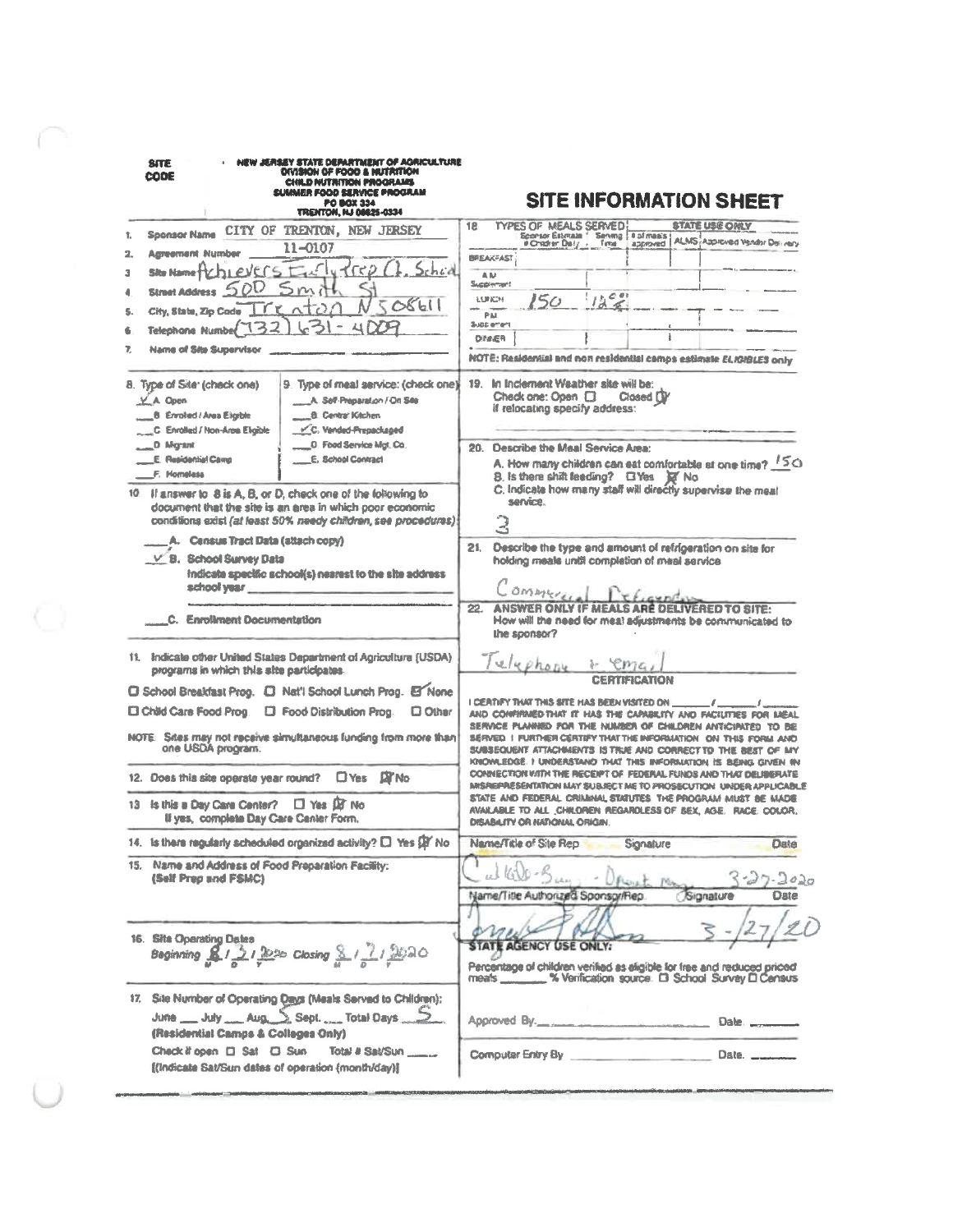SITE CODE

NEW JERSEY STATE DEPARTMENT OF AGRICULTURE
DIVISION OF FOOD & NUTRITION
CHILD NUTRITION PROGRAMS
SUMMER FOOD SERVICE PROGRAM
PO BOX 334
TRENTON, NJ 08625-0334

# SITE INFORMATION SHEET

1. Sponsor Name CITY OF TRENTON, NEW JERSEY
2. Agreement Number 11-0107
3. Site Name Achievers Early Prep Ch. School
4. Street Address 500 Smith St
5. City, State, Zip Code Trenton NJ 08611
6. Telephone Number (732) 631-4009
7. Name of Site Supervisor

8. Type of Site (check one)
   - ✓ A. Open
   - B. Enrolled / Area Eligible
   - C. Enrolled / Non-Area Eligible
   - D. Migrant
   - E. Residential Camp
   - F. Homeless

9. Type of meal service: (check one)
   - A. Self Preparation / On Site
   - B. Central Kitchen
   - ✓ C. Vended-Prepackaged
   - D. Food Service Mgt. Co.
   - E. School Contract

10. If answer to 8 is A, B, or D, check one of the following to document that the site is an area in which poor economic conditions exist *(at least 50% needy children, see procedures)*
    - A. Census Tract Data (attach copy)
    - ✓ B. School Survey Data
      Indicate specific school(s) nearest to the site address
      school year
    - C. Enrollment Documentation

11. Indicate other United States Department of Agriculture (USDA) programs in which this site participates.
    - ☐ School Breakfast Prog. ☐ Nat'l School Lunch Prog. ☑ None
    - ☐ Child Care Food Prog ☐ Food Distribution Prog. ☐ Other

NOTE: Sites may not receive simultaneous funding from more than one USDA program.

12. Does this site operate year round? ☐ Yes ☑ No

13. Is this a Day Care Center? ☐ Yes ☑ No
    If yes, complete Day Care Center Form.

14. Is there regularly scheduled organized activity? ☐ Yes ☑ No

15. Name and Address of Food Preparation Facility: (Self Prep and FSMC)

16. Site Operating Dates
    Beginning 8 / 3 / 2020 Closing 8 / 7 / 2020

17. Site Number of Operating Days (Meals Served to Children):
    June ___ July ___ Aug. 5 Sept. ___ Total Days 5
    (Residential Camps & Colleges Only)
    Check if open ☐ Sat ☐ Sun Total # Sat/Sun ___
    [(Indicate Sat/Sun dates of operation (month/day)]

18. TYPES OF MEALS SERVED

| | Sponsor Estimate # Children Daily | Serving Time | # of meals approved | ALMS | Approved Vendor Delivery |
|---|---|---|---|---|---|
| BREAKFAST | | | | | |
| A.M. Supplement | | | | | |
| LUNCH | 150 | 12:00 | | | |
| P.M. Supplement | | | | | |
| DINNER | | | | | |

(# of meals approved, ALMS, Approved Vendor Delivery: STATE USE ONLY)

NOTE: Residential and non residential camps estimate *ELIGIBLES* only

19. In Inclement Weather site will be:
    Check one: Open ☐ Closed ☑
    If relocating specify address:

20. Describe the Meal Service Area:
    - A. How many children can eat comfortably at one time? 150
    - B. Is there shift feeding? ☐ Yes ☑ No
    - C. Indicate how many staff will directly supervise the meal service.

    3

21. Describe the type and amount of refrigeration on site for holding meals until completion of meal service

    Commercial Refrigerator

22. ANSWER ONLY IF MEALS ARE DELIVERED TO SITE:
    How will the need for meal adjustments be communicated to the sponsor?

    Telephone + email

**CERTIFICATION**

I CERTIFY THAT THIS SITE HAS BEEN VISITED ON ___ / ___ / ___ AND CONFIRMED THAT IT HAS THE CAPABILITY AND FACILITIES FOR MEAL SERVICE PLANNED FOR THE NUMBER OF CHILDREN ANTICIPATED TO BE SERVED. I FURTHER CERTIFY THAT THE INFORMATION ON THIS FORM AND SUBSEQUENT ATTACHMENTS IS TRUE AND CORRECT TO THE BEST OF MY KNOWLEDGE. I UNDERSTAND THAT THIS INFORMATION IS BEING GIVEN IN CONNECTION WITH THE RECEIPT OF FEDERAL FUNDS AND THAT DELIBERATE MISREPRESENTATION MAY SUBJECT ME TO PROSECUTION UNDER APPLICABLE STATE AND FEDERAL CRIMINAL STATUTES. THE PROGRAM MUST BE MADE AVAILABLE TO ALL CHILDREN REGARDLESS OF SEX, AGE, RACE, COLOR, DISABILITY OR NATIONAL ORIGIN.

Name/Title of Site Rep Signature Date

[signature] 3-27-2020

Name/Title Authorized Sponsor/Rep. Signature Date

[signature] 3-/27/20

**STATE AGENCY USE ONLY:**

Percentage of children verified as eligible for free and reduced priced meals ___ % Verification source: ☐ School Survey ☐ Census

Approved By ___ Date ___

Computer Entry By ___ Date ___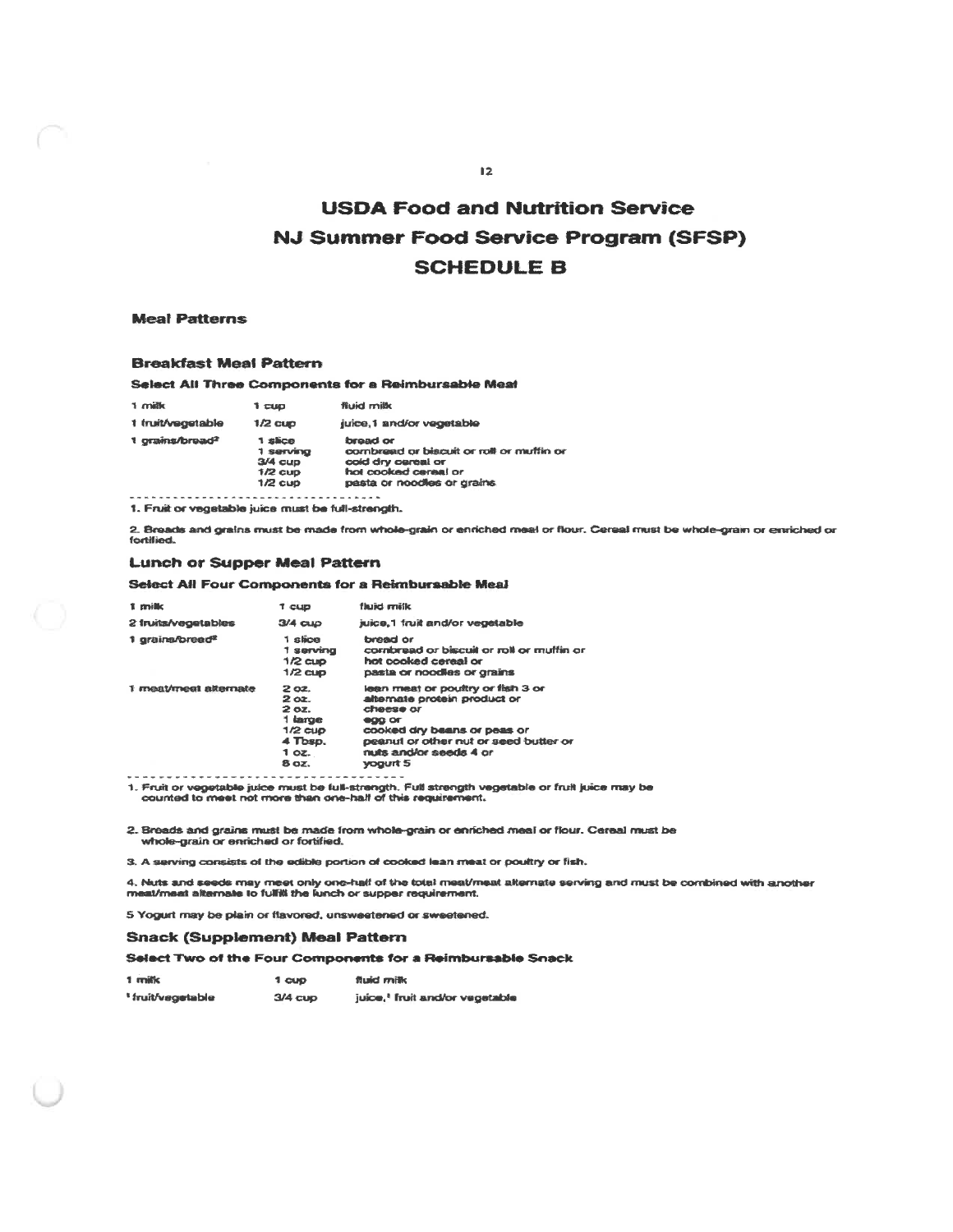# USDA Food and Nutrition Service
# NJ Summer Food Service Program (SFSP)
# SCHEDULE B

## Meal Patterns

### Breakfast Meal Pattern

**Select All Three Components for a Reimbursable Meal**

| | | |
|---|---|---|
| 1 milk | 1 cup | fluid milk |
| 1 fruit/vegetable | 1/2 cup | juice,1 and/or vegetable |
| 1 grains/bread[2] | 1 slice<br>1 serving<br>3/4 cup<br>1/2 cup<br>1/2 cup | bread or<br>cornbread or biscuit or roll or muffin or<br>cold dry cereal or<br>hot cooked cereal or<br>pasta or noodles or grains |

1. Fruit or vegetable juice must be full-strength.

2. Breads and grains must be made from whole-grain or enriched meal or flour. Cereal must be whole-grain or enriched or fortified.

### Lunch or Supper Meal Pattern

**Select All Four Components for a Reimbursable Meal**

| | | |
|---|---|---|
| 1 milk | 1 cup | fluid milk |
| 2 fruits/vegetables | 3/4 cup | juice,1 fruit and/or vegetable |
| 1 grains/bread[2] | 1 slice<br>1 serving<br>1/2 cup<br>1/2 cup | bread or<br>cornbread or biscuit or roll or muffin or<br>hot cooked cereal or<br>pasta or noodles or grains |
| 1 meat/meat alternate | 2 oz.<br>2 oz.<br>2 oz.<br>1 large<br>1/2 cup<br>4 Tbsp.<br>1 oz.<br>8 oz. | lean meat or poultry or fish 3 or<br>alternate protein product or<br>cheese or<br>egg or<br>cooked dry beans or peas or<br>peanut or other nut or seed butter or<br>nuts and/or seeds 4 or<br>yogurt 5 |

1. Fruit or vegetable juice must be full-strength. Full strength vegetable or fruit juice may be counted to meet not more than one-half of this requirement.

2. Breads and grains must be made from whole-grain or enriched meal or flour. Cereal must be whole-grain or enriched or fortified.

3. A serving consists of the edible portion of cooked lean meat or poultry or fish.

4. Nuts and seeds may meet only one-half of the total meat/meat alternate serving and must be combined with another meat/meat alternate to fulfill the lunch or supper requirement.

5 Yogurt may be plain or flavored, unsweetened or sweetened.

### Snack (Supplement) Meal Pattern

**Select Two of the Four Components for a Reimbursable Snack**

| | | |
|---|---|---|
| 1 milk | 1 cup | fluid milk |
| [1] fruit/vegetable | 3/4 cup | juice,[1] fruit and/or vegetable |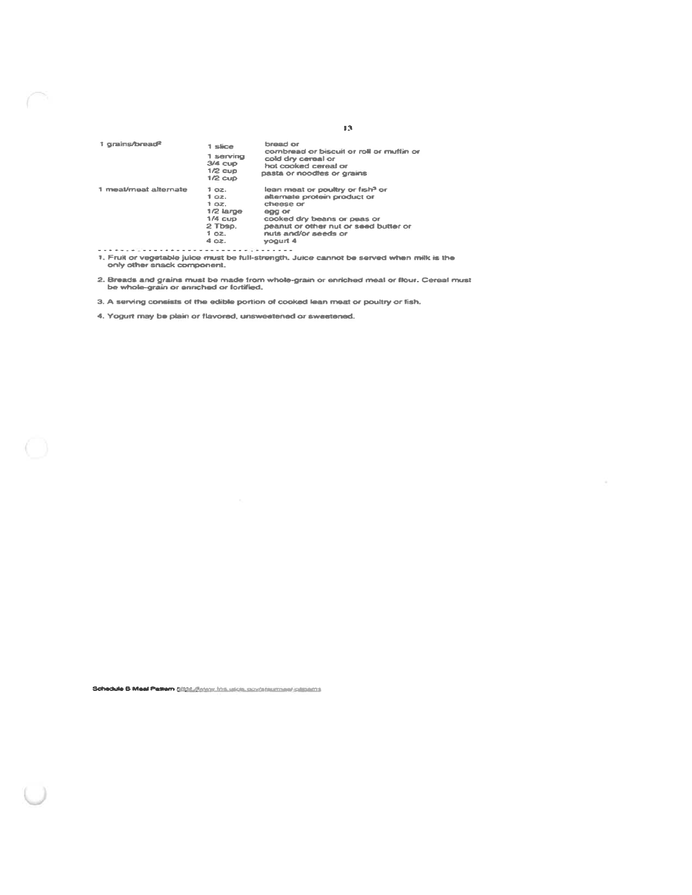| | | |
|---|---|---|
| 1 grains/bread[2] | 1 slice | bread or |
| | 1 serving | cornbread or biscuit or roll or muffin or |
| | 3/4 cup | cold dry cereal or |
| | 1/2 cup | hot cooked cereal or |
| | 1/2 cup | pasta or noodles or grains |
| 1 meat/meat alternate | 1 oz. | lean meat or poultry or fish[3] or |
| | 1 oz. | alternate protein product or |
| | 1 oz. | cheese or |
| | 1/2 large | egg or |
| | 1/4 cup | cooked dry beans or peas or |
| | 2 Tbsp. | peanut or other nut or seed butter or |
| | 1 oz. | nuts and/or seeds or |
| | 4 oz. | yogurt 4 |

1. Fruit or vegetable juice must be full-strength. Juice cannot be served when milk is the only other snack component.

2. Breads and grains must be made from whole-grain or enriched meal or flour. Cereal must be whole-grain or enriched or fortified.

3. A serving consists of the edible portion of cooked lean meat or poultry or fish.

4. Yogurt may be plain or flavored, unsweetened or sweetened.

**Schedule B Meal Pattern** https://www.fns.usda.gov/cacfp/meals-and-snacks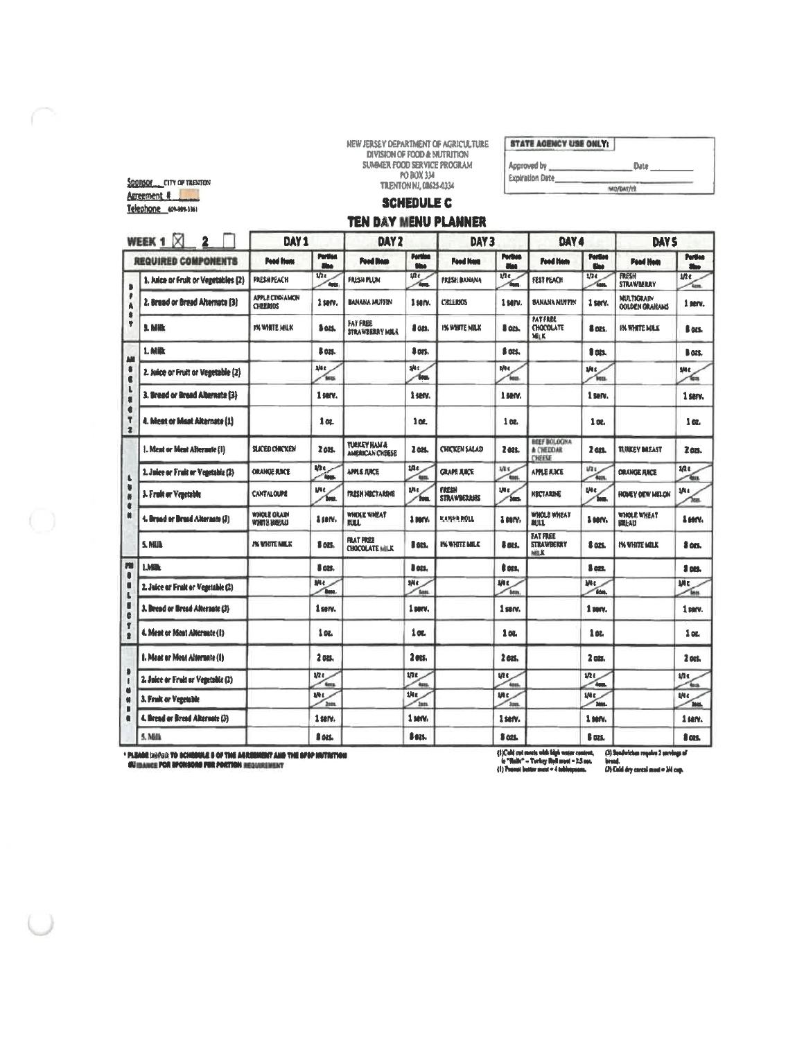NEW JERSEY DEPARTMENT OF AGRICULTURE
DIVISION OF FOOD & NUTRITION
SUMMER FOOD SERVICE PROGRAM
PO BOX 334
TRENTON NJ, 08625-0334

**STATE AGENCY USE ONLY:**

Approved by _______________ Date _______

Expiration Date _______________ MO/DAY/YR

Sponsor: CITY OF TRENTON

Agreement #

Telephone 609-989-3361

## SCHEDULE C

## TEN DAY MENU PLANNER

WEEK 1 ☒ 2 ☐

| | REQUIRED COMPONENTS | DAY 1 Food Item | DAY 1 Portion Size | DAY 2 Food Item | DAY 2 Portion Size | DAY 3 Food Item | DAY 3 Portion Size | DAY 4 Food Item | DAY 4 Portion Size | DAY 5 Food Item | DAY 5 Portion Size |
|---|---|---|---|---|---|---|---|---|---|---|---|
| BREAKFAST | 1. Juice or Fruit or Vegetables (2) | FRESH PEACH | 1/2 c / 4ozs. | FRESH PLUM | 1/2 c / 4ozs. | FRESH BANANA | 1/2 c / 4ozs. | FRESH PEACH | 1/2 c / 4ozs. | FRESH STRAWBERRY | 1/2 c / 4ozs. |
| | 2. Bread or Bread Alternate (3) | APPLE CINNAMON CHEERIOS | 1 serv. | BANANA MUFFIN | 1 serv. | CHEERIOS | 1 serv. | BANANA MUFFIN | 1 serv. | MULTIGRAIN GOLDEN GRAHAMS | 1 serv. |
| | 3. Milk | 1% WHITE MILK | 8 ozs. | FAT FREE STRAWBERRY MILK | 8 ozs. | 1% WHITE MILK | 8 ozs. | FAT FREE CHOCOLATE MILK | 8 ozs. | 1% WHITE MILK | 8 ozs. |
| AM SNACK | 1. Milk | | 8 ozs. | | 8 ozs. | | 8 ozs. | | 8 ozs. | | 8 ozs. |
| | 2. Juice or Fruit or Vegetable (2) | | 3/4 c / 6ozs. | | 3/4 c / 6ozs. | | 3/4 c / 6ozs. | | 3/4 c / 6ozs. | | 3/4 c / 6ozs. |
| | 3. Bread or Bread Alternate (3) | | 1 serv. | | 1 serv. | | 1 serv. | | 1 serv. | | 1 serv. |
| | 4. Meat or Meat Alternate (1) | | 1 oz. | | 1 oz. | | 1 oz. | | 1 oz. | | 1 oz. |
| LUNCH | 1. Meat or Meat Alternate (1) | SLICED CHICKEN | 2 ozs. | TURKEY HAM & AMERICAN CHEESE | 2 ozs. | CHICKEN SALAD | 2 ozs. | BEEF BOLOGNA & CHEDDAR CHEESE | 2 ozs. | TURKEY BREAST | 2 ozs. |
| | 2. Juice or Fruit or Vegetable (2) | ORANGE JUICE | 1/2 c / 4ozs. | APPLE JUICE | 1/2 c / 4ozs. | GRAPE JUICE | 1/2 c / 4ozs. | APPLE JUICE | 1/2 c / 4ozs. | ORANGE JUICE | 1/2 c / 4ozs. |
| | 3. Fruit or Vegetable | CANTALOUPE | 1/4 c / 2ozs. | FRESH NECTARINE | 1/4 c / 2ozs. | FRESH STRAWBERRIES | 1/4 c / 2ozs. | NECTARINE | 1/4 c / 2ozs. | HONEY DEW MELON | 1/4 c / 2ozs. |
| | 4. Bread or Bread Alternate (3) | WHOLE GRAIN WHITE BREAD | 1 serv. | WHOLE WHEAT ROLL | 1 serv. | KAISER ROLL | 1 serv. | WHOLE WHEAT ROLL | 1 serv. | WHOLE WHEAT BREAD | 1 serv. |
| | 5. Milk | 1% WHITE MILK | 8 ozs. | FAT FREE CHOCOLATE MILK | 8 ozs. | 1% WHITE MILK | 8 ozs. | FAT FREE STRAWBERRY MILK | 8 ozs. | 1% WHITE MILK | 8 ozs. |
| PM SNACK | 1. Milk | | 8 ozs. | | 8 ozs. | | 8 ozs. | | 8 ozs. | | 8 ozs. |
| | 2. Juice or Fruit or Vegetable (2) | | 3/4 c / 6ozs. | | 3/4 c / 6ozs. | | 3/4 c / 6ozs. | | 3/4 c / 6ozs. | | 3/4 c / 6ozs. |
| | 3. Bread or Bread Alternate (3) | | 1 serv. | | 1 serv. | | 1 serv. | | 1 serv. | | 1 serv. |
| | 4. Meat or Meat Alternate (1) | | 1 oz. | | 1 oz. | | 1 oz. | | 1 oz. | | 1 oz. |
| DINNER | 1. Meat or Meat Alternate (1) | | 2 ozs. | | 2 ozs. | | 2 ozs. | | 2 ozs. | | 2 ozs. |
| | 2. Juice or Fruit or Vegetable (2) | | 1/2 c / 4ozs. | | 1/2 c / 4ozs. | | 1/2 c / 4ozs. | | 1/2 c / 4ozs. | | 1/2 c / 4ozs. |
| | 3. Fruit or Vegetable | | 1/4 c / 2ozs. | | 1/4 c / 2ozs. | | 1/4 c / 2ozs. | | 1/4 c / 2ozs. | | 1/4 c / 2ozs. |
| | 4. Bread or Bread Alternate (3) | | 1 serv. | | 1 serv. | | 1 serv. | | 1 serv. | | 1 serv. |
| | 5. Milk | | 8 ozs. | | 8 ozs. | | 8 ozs. | | 8 ozs. | | 8 ozs. |

* PLEASE REFER TO SCHEDULE B OF THE AGREEMENT AND THE SFSP NUTRITION GUIDANCE FOR SPONSORS FOR PORTION REQUIREMENT

(1) Cold cut meats with high water content, ie "Rolls" – Turkey Roll meat = 2.5 ozs.
(1) Peanut butter meat = 4 tablespoons.

(3) Sandwiches require 2 servings of bread.
(3) Cold dry cereal meal = 3/4 cup.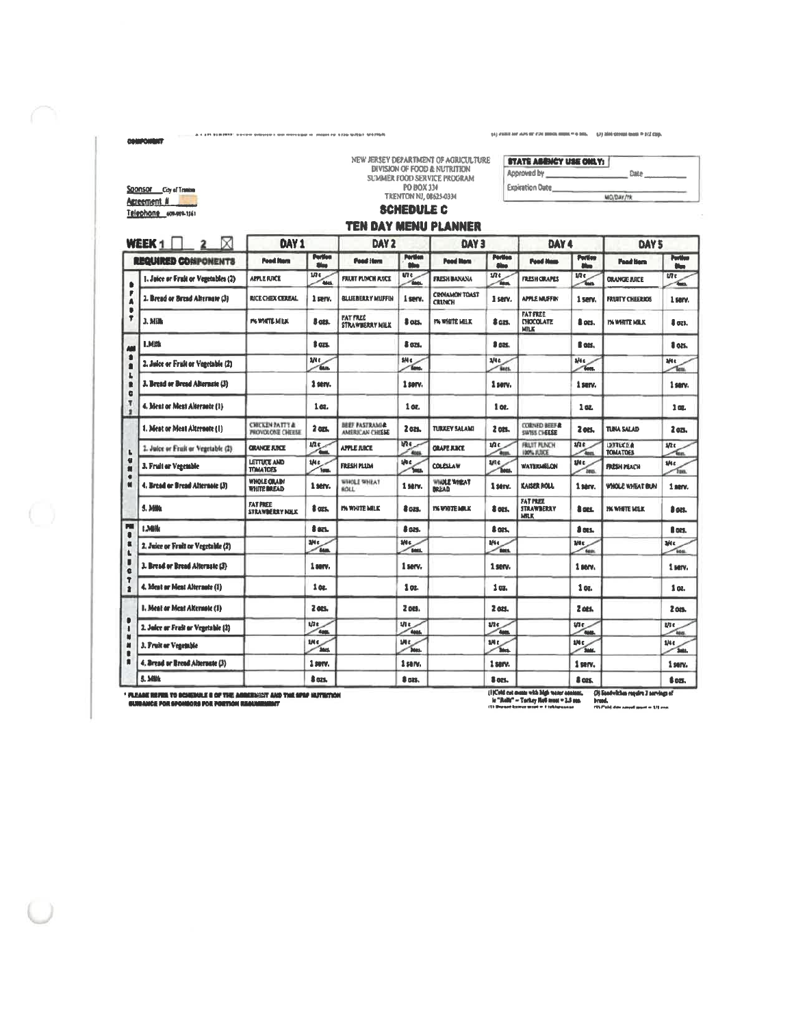NEW JERSEY DEPARTMENT OF AGRICULTURE
DIVISION OF FOOD & NUTRITION
SUMMER FOOD SERVICE PROGRAM
PO BOX 334
TRENTON NJ, 08625-0334

**STATE AGENCY USE ONLY:**
Approved by ______________ Date ________
Expiration Date ______________
MO/DAY/YR

Sponsor City of Trenton
Agreement #
Telephone 609-989-3261

## SCHEDULE C

## TEN DAY MENU PLANNER

| WEEK 1 ☐ 2 ☒ | REQUIRED COMPONENTS | DAY 1 Food Item | Portion Size | DAY 2 Food Item | Portion Size | DAY 3 Food Item | Portion Size | DAY 4 Food Item | Portion Size | DAY 5 Food Item | Portion Size |
|---|---|---|---|---|---|---|---|---|---|---|---|
| BREAKFAST | 1. Juice or Fruit or Vegetables (2) | APPLE JUICE | 1/2 c / 4ozs. | FRUIT PUNCH JUICE | 1/2 c / 4ozs. | FRESH BANANA | 1/2 c / 4ozs. | FRESH GRAPES | 1/2 c / 4ozs. | ORANGE JUICE | 1/2 c / 4ozs. |
| | 2. Bread or Bread Alternate (3) | RICE CHEX CEREAL | 1 serv. | BLUEBERRY MUFFIN | 1 serv. | CINNAMON TOAST CRUNCH | 1 serv. | APPLE MUFFIN | 1 serv. | FRUITY CHEERIOS | 1 serv. |
| | 3. Milk | 1% WHITE MILK | 8 ozs. | FAT FREE STRAWBERRY MILK | 8 ozs. | 1% WHITE MILK | 8 ozs. | FAT FREE CHOCOLATE MILK | 8 ozs. | 1% WHITE MILK | 8 ozs. |
| AM SELECT 2 | 1. Milk | | 8 ozs. | | 8 ozs. | | 8 ozs. | | 8 ozs. | | 8 ozs. |
| | 2. Juice or Fruit or Vegetable (2) | | 3/4 c / 6ozs. | | 3/4 c / 6ozs. | | 3/4 c / 6ozs. | | 3/4 c / 6ozs. | | 3/4 c / 6ozs. |
| | 3. Bread or Bread Alternate (3) | | 1 serv. | | 1 serv. | | 1 serv. | | 1 serv. | | 1 serv. |
| | 4. Meat or Meat Alternate (1) | | 1 oz. | | 1 oz. | | 1 oz. | | 1 oz. | | 1 oz. |
| LUNCH | 1. Meat or Meat Alternate (1) | CHICKEN PATTY & PROVOLONE CHEESE | 2 ozs. | BEEF PASTRAMI & AMERICAN CHEESE | 2 ozs. | TURKEY SALAMI | 2 ozs. | CORNED BEEF & SWISS CHEESE | 2 ozs. | TUNA SALAD | 2 ozs. |
| | 2. Juice or Fruit or Vegetable (2) | ORANGE JUICE | 1/2 c / 4ozs. | APPLE JUICE | 1/2 c / 4ozs. | GRAPE JUICE | 1/2 c / 4ozs. | FRUIT PUNCH 100% JUICE | 1/2 c / 4ozs. | LETTUCE & TOMATOES | 1/2 c / 4ozs. |
| | 3. Fruit or Vegetable | LETTUCE AND TOMATOES | 1/4 c / 2ozs. | FRESH PLUM | 1/4 c / 2ozs. | COLESLAW | 1/4 c / 2ozs. | WATERMELON | 1/4 c / 2ozs. | FRESH PEACH | 1/4 c / 2ozs. |
| | 4. Bread or Bread Alternate (3) | WHOLE GRAIN WHITE BREAD | 1 serv. | WHOLE WHEAT ROLL | 1 serv. | WHOLE WHEAT BREAD | 1 serv. | KAISER ROLL | 1 serv. | WHOLE WHEAT BUN | 1 serv. |
| | 5. Milk | FAT FREE STRAWBERRY MILK | 8 ozs. | 1% WHITE MILK | 8 ozs. | 1% WHITE MILK | 8 ozs. | FAT FREE STRAWBERRY MILK | 8 ozs. | 1% WHITE MILK | 8 ozs. |
| PM SELECT 2 | 1. Milk | | 8 ozs. | | 8 ozs. | | 8 ozs. | | 8 ozs. | | 8 ozs. |
| | 2. Juice or Fruit or Vegetable (2) | | 3/4 c / 6ozs. | | 3/4 c / 6ozs. | | 3/4 c / 6ozs. | | 3/4 c / 6ozs. | | 3/4 c / 6ozs. |
| | 3. Bread or Bread Alternate (3) | | 1 serv. | | 1 serv. | | 1 serv. | | 1 serv. | | 1 serv. |
| | 4. Meat or Meat Alternate (1) | | 1 oz. | | 1 oz. | | 1 oz. | | 1 oz. | | 1 oz. |
| DINNER | 1. Meat or Meat Alternate (1) | | 2 ozs. | | 2 ozs. | | 2 ozs. | | 2 ozs. | | 2 ozs. |
| | 2. Juice or Fruit or Vegetable (2) | | 1/2 c / 4ozs. | | 1/2 c / 4ozs. | | 1/2 c / 4ozs. | | 1/2 c / 4ozs. | | 1/2 c / 4ozs. |
| | 3. Fruit or Vegetable | | 1/4 c / 2ozs. | | 1/4 c / 2ozs. | | 1/4 c / 2ozs. | | 1/4 c / 2ozs. | | 1/4 c / 2ozs. |
| | 4. Bread or Bread Alternate (3) | | 1 serv. | | 1 serv. | | 1 serv. | | 1 serv. | | 1 serv. |
| | 5. Milk | | 8 ozs. | | 8 ozs. | | 8 ozs. | | 8 ozs. | | 8 ozs. |

* PLEASE REFER TO SCHEDULE B OF THE AGREEMENT AND THE SFSP NUTRITION GUIDANCE FOR SPONSORS FOR PORTION REQUIREMENT

(1) Cold cut meats with high water content, ie "Rolls" – Turkey Roll meat = 2.5 ozs.

(3) Sandwiches require 2 servings of bread.